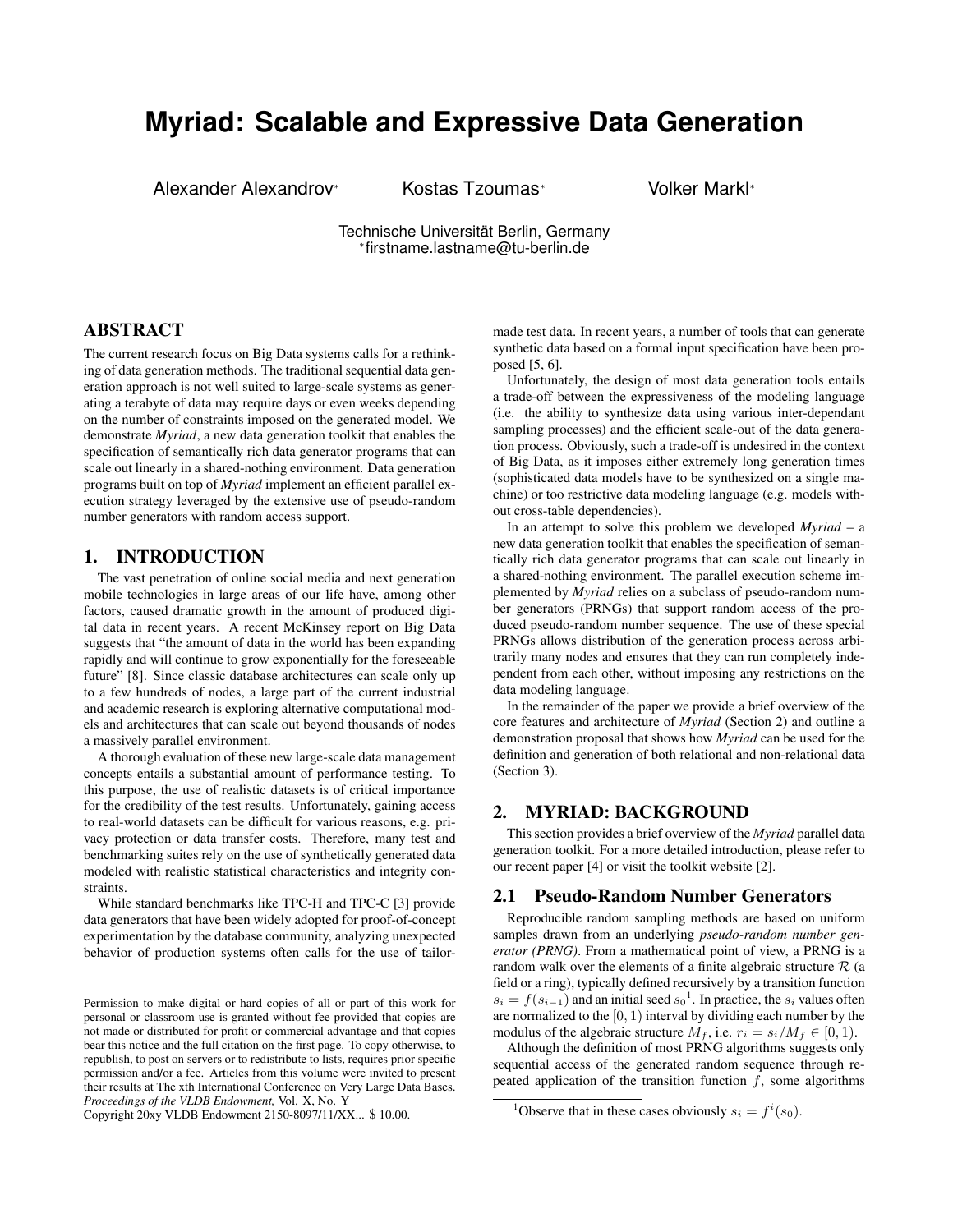# Myriad: Scalable and Expressive Data Generation

Alexander Alexandrov[*] Kostas Tzoumas[*] Volker Markl[*]

Technische Universität Berlin, Germany
[*]firstname.lastname@tu-berlin.de

## ABSTRACT

The current research focus on Big Data systems calls for a rethinking of data generation methods. The traditional sequential data generation approach is not well suited to large-scale systems as generating a terabyte of data may require days or even weeks depending on the number of constraints imposed on the generated model. We demonstrate *Myriad*, a new data generation toolkit that enables the specification of semantically rich data generator programs that can scale out linearly in a shared-nothing environment. Data generation programs built on top of *Myriad* implement an efficient parallel execution strategy leveraged by the extensive use of pseudo-random number generators with random access support.

## 1. INTRODUCTION

The vast penetration of online social media and next generation mobile technologies in large areas of our life have, among other factors, caused dramatic growth in the amount of produced digital data in recent years. A recent McKinsey report on Big Data suggests that "the amount of data in the world has been expanding rapidly and will continue to grow exponentially for the foreseeable future" [8]. Since classic database architectures can scale only up to a few hundreds of nodes, a large part of the current industrial and academic research is exploring alternative computational models and architectures that can scale out beyond thousands of nodes a massively parallel environment.

A thorough evaluation of these new large-scale data management concepts entails a substantial amount of performance testing. To this purpose, the use of realistic datasets is of critical importance for the credibility of the test results. Unfortunately, gaining access to real-world datasets can be difficult for various reasons, e.g. privacy protection or data transfer costs. Therefore, many test and benchmarking suites rely on the use of synthetically generated data modeled with realistic statistical characteristics and integrity constraints.

While standard benchmarks like TPC-H and TPC-C [3] provide data generators that have been widely adopted for proof-of-concept experimentation by the database community, analyzing unexpected behavior of production systems often calls for the use of tailor-made test data. In recent years, a number of tools that can generate synthetic data based on a formal input specification have been proposed [5, 6].

Unfortunately, the design of most data generation tools entails a trade-off between the expressiveness of the modeling language (i.e. the ability to synthesize data using various inter-dependant sampling processes) and the efficient scale-out of the data generation process. Obviously, such a trade-off is undesired in the context of Big Data, as it imposes either extremely long generation times (sophisticated data models have to be synthesized on a single machine) or too restrictive data modeling language (e.g. models without cross-table dependencies).

In an attempt to solve this problem we developed *Myriad* – a new data generation toolkit that enables the specification of semantically rich data generator programs that can scale out linearly in a shared-nothing environment. The parallel execution scheme implemented by *Myriad* relies on a subclass of pseudo-random number generators (PRNGs) that support random access of the produced pseudo-random number sequence. The use of these special PRNGs allows distribution of the generation process across arbitrarily many nodes and ensures that they can run completely independent from each other, without imposing any restrictions on the data modeling language.

In the remainder of the paper we provide a brief overview of the core features and architecture of *Myriad* (Section 2) and outline a demonstration proposal that shows how *Myriad* can be used for the definition and generation of both relational and non-relational data (Section 3).

## 2. MYRIAD: BACKGROUND

This section provides a brief overview of the *Myriad* parallel data generation toolkit. For a more detailed introduction, please refer to our recent paper [4] or visit the toolkit website [2].

### 2.1 Pseudo-Random Number Generators

Reproducible random sampling methods are based on uniform samples drawn from an underlying *pseudo-random number generator (PRNG)*. From a mathematical point of view, a PRNG is a random walk over the elements of a finite algebraic structure $\mathcal{R}$ (a field or a ring), typically defined recursively by a transition function $s_i = f(s_{i-1})$ and an initial seed $s_0$[1]. In practice, the $s_i$ values often are normalized to the $[0, 1)$ interval by dividing each number by the modulus of the algebraic structure $M_f$, i.e. $r_i = s_i/M_f \in [0, 1)$.

Although the definition of most PRNG algorithms suggests only sequential access of the generated random sequence through repeated application of the transition function $f$, some algorithms

[1] Observe that in these cases obviously $s_i = f^i(s_0)$.

Permission to make digital or hard copies of all or part of this work for personal or classroom use is granted without fee provided that copies are not made or distributed for profit or commercial advantage and that copies bear this notice and the full citation on the first page. To copy otherwise, to republish, to post on servers or to redistribute to lists, requires prior specific permission and/or a fee. Articles from this volume were invited to present their results at The xth International Conference on Very Large Data Bases. *Proceedings of the VLDB Endowment,* Vol. X, No. Y
Copyright 20xy VLDB Endowment 2150-8097/11/XX... $ 10.00.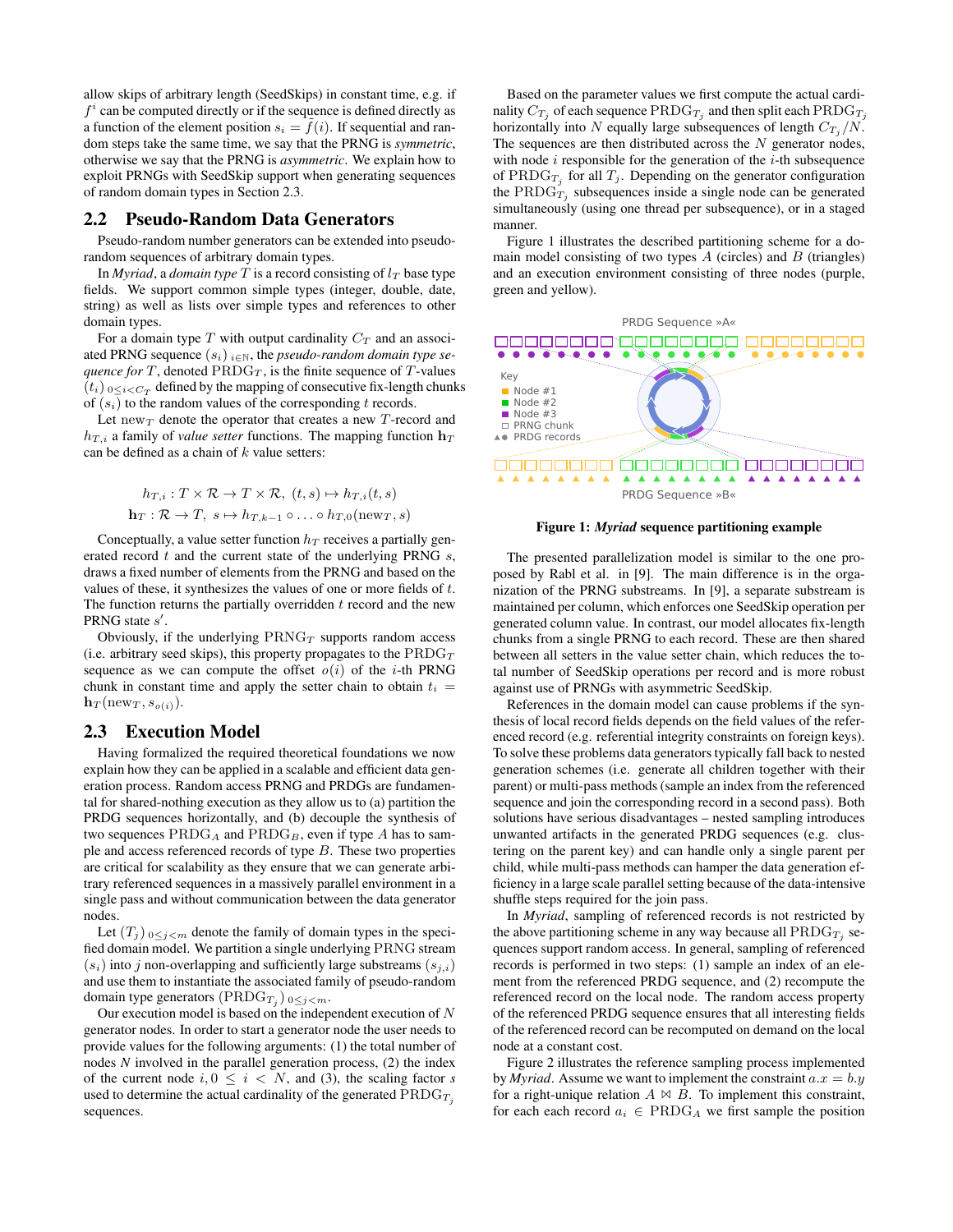allow skips of arbitrary length (SeedSkips) in constant time, e.g. if $f^i$ can be computed directly or if the sequence is defined directly as a function of the element position $s_i = \bar{f}(i)$. If sequential and random steps take the same time, we say that the PRNG is *symmetric*, otherwise we say that the PRNG is *asymmetric*. We explain how to exploit PRNGs with SeedSkip support when generating sequences of random domain types in Section 2.3.

## 2.2 Pseudo-Random Data Generators

Pseudo-random number generators can be extended into pseudo-random sequences of arbitrary domain types.

In *Myriad*, a *domain type* $T$ is a record consisting of $l_T$ base type fields. We support common simple types (integer, double, date, string) as well as lists over simple types and references to other domain types.

For a domain type $T$ with output cardinality $C_T$ and an associated PRNG sequence $(s_i)_{i \in \mathbb{N}}$, the *pseudo-random domain type sequence for* $T$, denoted $\mathrm{PRDG}_T$, is the finite sequence of $T$-values $(t_i)_{0 \leq i < C_T}$ defined by the mapping of consecutive fix-length chunks of $(s_i)$ to the random values of the corresponding $t$ records.

Let $\mathrm{new}_T$ denote the operator that creates a new $T$-record and $h_{T,i}$ a family of *value setter* functions. The mapping function $\mathbf{h}_T$ can be defined as a chain of $k$ value setters:

$$
\begin{aligned}
h_{T,i} &: T \times \mathcal{R} \to T \times \mathcal{R},\ (t, s) \mapsto h_{T,i}(t, s) \\
\mathbf{h}_T &: \mathcal{R} \to T,\ s \mapsto h_{T,k-1} \circ \ldots \circ h_{T,0}(\mathrm{new}_T, s)
\end{aligned}
$$

Conceptually, a value setter function $h_T$ receives a partially generated record $t$ and the current state of the underlying PRNG $s$, draws a fixed number of elements from the PRNG and based on the values of these, it synthesizes the values of one or more fields of $t$. The function returns the partially overridden $t$ record and the new PRNG state $s'$.

Obviously, if the underlying $\mathrm{PRNG}_T$ supports random access (i.e. arbitrary seed skips), this property propagates to the $\mathrm{PRDG}_T$ sequence as we can compute the offset $o(i)$ of the $i$-th PRNG chunk in constant time and apply the setter chain to obtain $t_i = \mathbf{h}_T(\mathrm{new}_T, s_{o(i)})$.

## 2.3 Execution Model

Having formalized the required theoretical foundations we now explain how they can be applied in a scalable and efficient data generation process. Random access PRNG and PRDGs are fundamental for shared-nothing execution as they allow us to (a) partition the PRDG sequences horizontally, and (b) decouple the synthesis of two sequences $\mathrm{PRDG}_A$ and $\mathrm{PRDG}_B$, even if type $A$ has to sample and access referenced records of type $B$. These two properties are critical for scalability as they ensure that we can generate arbitrary referenced sequences in a massively parallel environment in a single pass and without communication between the data generator nodes.

Let $(T_j)_{0 \leq j < m}$ denote the family of domain types in the specified domain model. We partition a single underlying PRNG stream $(s_i)$ into $j$ non-overlapping and sufficiently large substreams $(s_{j,i})$ and use them to instantiate the associated family of pseudo-random domain type generators $(\mathrm{PRDG}_{T_j})_{0 \leq j < m}$.

Our execution model is based on the independent execution of $N$ generator nodes. In order to start a generator node the user needs to provide values for the following arguments: (1) the total number of nodes $N$ involved in the parallel generation process, (2) the index of the current node $i, 0 \leq i < N$, and (3), the scaling factor $s$ used to determine the actual cardinality of the generated $\mathrm{PRDG}_{T_j}$ sequences.

Based on the parameter values we first compute the actual cardinality $C_{T_j}$ of each sequence $\mathrm{PRDG}_{T_j}$ and then split each $\mathrm{PRDG}_{T_j}$ horizontally into $N$ equally large subsequences of length $C_{T_j}/N$. The sequences are then distributed across the $N$ generator nodes, with node $i$ responsible for the generation of the $i$-th subsequence of $\mathrm{PRDG}_{T_j}$ for all $T_j$. Depending on the generator configuration the $\mathrm{PRDG}_{T_j}$ subsequences inside a single node can be generated simultaneously (using one thread per subsequence), or in a staged manner.

Figure 1 illustrates the described partitioning scheme for a domain model consisting of two types $A$ (circles) and $B$ (triangles) and an execution environment consisting of three nodes (purple, green and yellow).

PRDG Sequence »A«

Key
Node #1
Node #2
Node #3
PRNG chunk
PRDG records

PRDG Sequence »B«

**Figure 1: *Myriad* sequence partitioning example**

The presented parallelization model is similar to the one proposed by Rabl et al. in [9]. The main difference is in the organization of the PRNG substreams. In [9], a separate substream is maintained per column, which enforces one SeedSkip operation per generated column value. In contrast, our model allocates fix-length chunks from a single PRNG to each record. These are then shared between all setters in the value setter chain, which reduces the total number of SeedSkip operations per record and is more robust against use of PRNGs with asymmetric SeedSkip.

References in the domain model can cause problems if the synthesis of local record fields depends on the field values of the referenced record (e.g. referential integrity constraints on foreign keys). To solve these problems data generators typically fall back to nested generation schemes (i.e. generate all children together with their parent) or multi-pass methods (sample an index from the referenced sequence and join the corresponding record in a second pass). Both solutions have serious disadvantages – nested sampling introduces unwanted artifacts in the generated PRDG sequences (e.g. clustering on the parent key) and can handle only a single parent per child, while multi-pass methods can hamper the data generation efficiency in a large scale parallel setting because of the data-intensive shuffle steps required for the join pass.

In *Myriad*, sampling of referenced records is not restricted by the above partitioning scheme in any way because all $\mathrm{PRDG}_{T_j}$ sequences support random access. In general, sampling of referenced records is performed in two steps: (1) sample an index of an element from the referenced PRDG sequence, and (2) recompute the referenced record on the local node. The random access property of the referenced PRDG sequence ensures that all interesting fields of the referenced record can be recomputed on demand on the local node at a constant cost.

Figure 2 illustrates the reference sampling process implemented by *Myriad*. Assume we want to implement the constraint $a.x = b.y$ for a right-unique relation $A \bowtie B$. To implement this constraint, for each each record $a_i \in \mathrm{PRDG}_A$ we first sample the position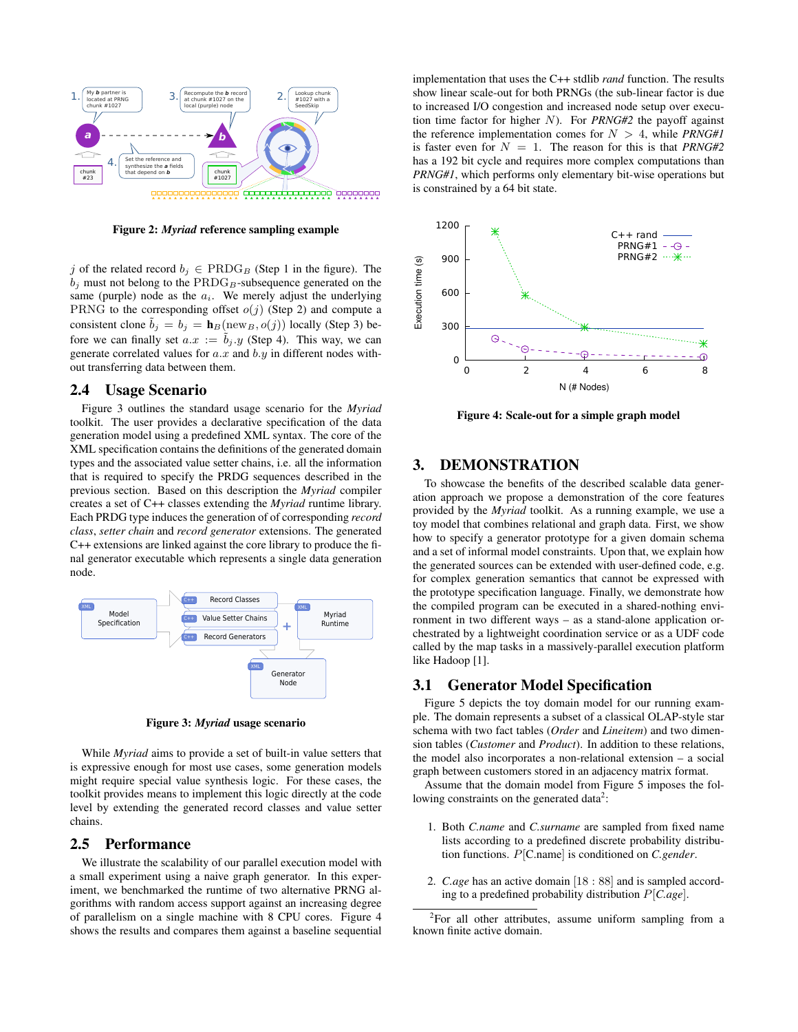1. My ***b*** partner is located at PRNG chunk #1027

3. Recompute the ***b*** record at chunk #1027 on the local (purple) node

2. Lookup chunk #1027 with a SeedSkip

4. Set the reference and synthesize the ***a*** fields that depend on ***b***

a

b

chunk #23

chunk #1027

**Figure 2: *Myriad* reference sampling example**

$j$ of the related record $b_j \in \text{PRDG}_B$ (Step 1 in the figure). The $b_j$ must not belong to the $\text{PRDG}_B$-subsequence generated on the same (purple) node as the $a_i$. We merely adjust the underlying PRNG to the corresponding offset $o(j)$ (Step 2) and compute a consistent clone $\bar{b}_j = b_j = \mathbf{h}_B(\text{new}_B, o(j))$ locally (Step 3) before we can finally set $a.x := \bar{b}_j.y$ (Step 4). This way, we can generate correlated values for $a.x$ and $b.y$ in different nodes without transferring data between them.

## 2.4 Usage Scenario

Figure 3 outlines the standard usage scenario for the *Myriad* toolkit. The user provides a declarative specification of the data generation model using a predefined XML syntax. The core of the XML specification contains the definitions of the generated domain types and the associated value setter chains, i.e. all the information that is required to specify the PRDG sequences described in the previous section. Based on this description the *Myriad* compiler creates a set of C++ classes extending the *Myriad* runtime library. Each PRDG type induces the generation of of corresponding *record class*, *setter chain* and *record generator* extensions. The generated C++ extensions are linked against the core library to produce the final generator executable which represents a single data generation node.

XML Model Specification

C++ Record Classes

C++ Value Setter Chains

C++ Record Generators

\+

XML Myriad Runtime

XML Generator Node

**Figure 3: *Myriad* usage scenario**

While *Myriad* aims to provide a set of built-in value setters that is expressive enough for most use cases, some generation models might require special value synthesis logic. For these cases, the toolkit provides means to implement this logic directly at the code level by extending the generated record classes and value setter chains.

## 2.5 Performance

We illustrate the scalability of our parallel execution model with a small experiment using a naive graph generator. In this experiment, we benchmarked the runtime of two alternative PRNG algorithms with random access support against an increasing degree of parallelism on a single machine with 8 CPU cores. Figure 4 shows the results and compares them against a baseline sequential implementation that uses the C++ stdlib *rand* function. The results show linear scale-out for both PRNGs (the sub-linear factor is due to increased I/O congestion and increased node setup over execution time factor for higher $N$). For *PRNG#2* the payoff against the reference implementation comes for $N > 4$, while *PRNG#1* is faster even for $N = 1$. The reason for this is that *PRNG#2* has a 192 bit cycle and requires more complex computations than *PRNG#1*, which performs only elementary bit-wise operations but is constrained by a 64 bit state.

1200
900
600
300
0
Execution time (s)
0
2
4
6
8
N (# Nodes)
C++ rand
PRNG#1
PRNG#2

**Figure 4: Scale-out for a simple graph model**

# 3. DEMONSTRATION

To showcase the benefits of the described scalable data generation approach we propose a demonstration of the core features provided by the *Myriad* toolkit. As a running example, we use a toy model that combines relational and graph data. First, we show how to specify a generator prototype for a given domain schema and a set of informal model constraints. Upon that, we explain how the generated sources can be extended with user-defined code, e.g. for complex generation semantics that cannot be expressed with the prototype specification language. Finally, we demonstrate how the compiled program can be executed in a shared-nothing environment in two different ways – as a stand-alone application orchestrated by a lightweight coordination service or as a UDF code called by the map tasks in a massively-parallel execution platform like Hadoop [1].

## 3.1 Generator Model Specification

Figure 5 depicts the toy domain model for our running example. The domain represents a subset of a classical OLAP-style star schema with two fact tables (*Order* and *Lineitem*) and two dimension tables (*Customer* and *Product*). In addition to these relations, the model also incorporates a non-relational extension – a social graph between customers stored in an adjacency matrix format.

Assume that the domain model from Figure 5 imposes the following constraints on the generated data[2]:

1. Both *C.name* and *C.surname* are sampled from fixed name lists according to a predefined discrete probability distribution functions. $P$[C.name] is conditioned on *C.gender*.

2. *C.age* has an active domain $[18 : 88]$ and is sampled according to a predefined probability distribution $P$[*C.age*].

[2] For all other attributes, assume uniform sampling from a known finite active domain.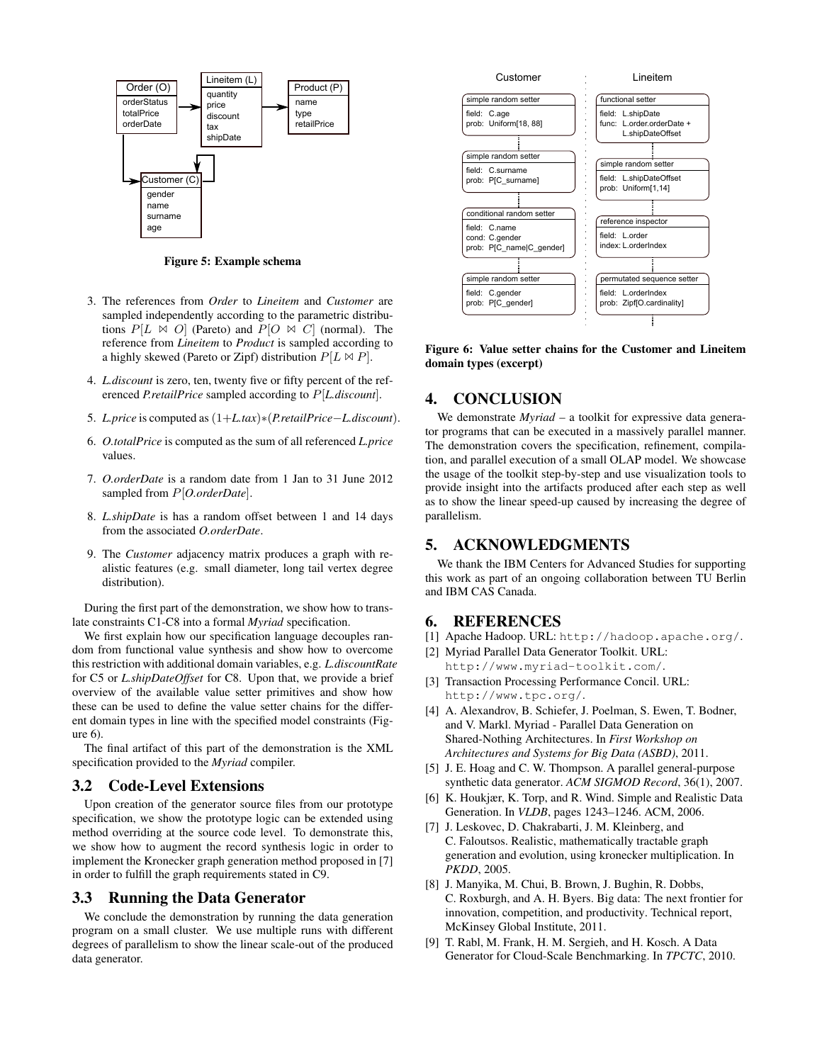Order (O)
orderStatus
totalPrice
orderDate

Lineitem (L)
quantity
price
discount
tax
shipDate

Product (P)
name
type
retailPrice

Customer (C)
gender
name
surname
age

**Figure 5: Example schema**

3. The references from *Order* to *Lineitem* and *Customer* are sampled independently according to the parametric distributions $P[L \bowtie O]$ (Pareto) and $P[O \bowtie C]$ (normal). The reference from *Lineitem* to *Product* is sampled according to a highly skewed (Pareto or Zipf) distribution $P[L \bowtie P]$.
4. *L.discount* is zero, ten, twenty five or fifty percent of the referenced *P.retailPrice* sampled according to $P$[*L.discount*].
5. *L.price* is computed as $(1+$*L.tax*$)*($*P.retailPrice*$-$*L.discount*$)$.
6. *O.totalPrice* is computed as the sum of all referenced *L.price* values.
7. *O.orderDate* is a random date from 1 Jan to 31 June 2012 sampled from $P$[*O.orderDate*].
8. *L.shipDate* is has a random offset between 1 and 14 days from the associated *O.orderDate*.
9. The *Customer* adjacency matrix produces a graph with realistic features (e.g. small diameter, long tail vertex degree distribution).

During the first part of the demonstration, we show how to translate constraints C1-C8 into a formal *Myriad* specification.

We first explain how our specification language decouples random from functional value synthesis and show how to overcome this restriction with additional domain variables, e.g. *L.discountRate* for C5 or *L.shipDateOffset* for C8. Upon that, we provide a brief overview of the available value setter primitives and show how these can be used to define the value setter chains for the different domain types in line with the specified model constraints (Figure 6).

The final artifact of this part of the demonstration is the XML specification provided to the *Myriad* compiler.

## 3.2 Code-Level Extensions

Upon creation of the generator source files from our prototype specification, we show the prototype logic can be extended using method overriding at the source code level. To demonstrate this, we show how to augment the record synthesis logic in order to implement the Kronecker graph generation method proposed in [7] in order to fulfill the graph requirements stated in C9.

## 3.3 Running the Data Generator

We conclude the demonstration by running the data generation program on a small cluster. We use multiple runs with different degrees of parallelism to show the linear scale-out of the produced data generator.

Customer

simple random setter
field: C.age
prob: Uniform[18, 88]

simple random setter
field: C.surname
prob: P[C_surname]

conditional random setter
field: C.name
cond: C.gender
prob: P[C_name|C_gender]

simple random setter
field: C.gender
prob: P[C_gender]

Lineitem

functional setter
field: L.shipDate
func: L.order.orderDate + L.shipDateOffset

simple random setter
field: L.shipDateOffset
prob: Uniform[1,14]

reference inspector
field: L.order
index: L.orderIndex

permutated sequence setter
field: L.orderIndex
prob: Zipf[O.cardinality]

**Figure 6: Value setter chains for the Customer and Lineitem domain types (excerpt)**

# 4. CONCLUSION

We demonstrate *Myriad* – a toolkit for expressive data generator programs that can be executed in a massively parallel manner. The demonstration covers the specification, refinement, compilation, and parallel execution of a small OLAP model. We showcase the usage of the toolkit step-by-step and use visualization tools to provide insight into the artifacts produced after each step as well as to show the linear speed-up caused by increasing the degree of parallelism.

# 5. ACKNOWLEDGMENTS

We thank the IBM Centers for Advanced Studies for supporting this work as part of an ongoing collaboration between TU Berlin and IBM CAS Canada.

# 6. REFERENCES

[1] Apache Hadoop. URL: `http://hadoop.apache.org/`.

[2] Myriad Parallel Data Generator Toolkit. URL: `http://www.myriad-toolkit.com/`.

[3] Transaction Processing Performance Concil. URL: `http://www.tpc.org/`.

[4] A. Alexandrov, B. Schiefer, J. Poelman, S. Ewen, T. Bodner, and V. Markl. Myriad - Parallel Data Generation on Shared-Nothing Architectures. In *First Workshop on Architectures and Systems for Big Data (ASBD)*, 2011.

[5] J. E. Hoag and C. W. Thompson. A parallel general-purpose synthetic data generator. *ACM SIGMOD Record*, 36(1), 2007.

[6] K. Houkjær, K. Torp, and R. Wind. Simple and Realistic Data Generation. In *VLDB*, pages 1243–1246. ACM, 2006.

[7] J. Leskovec, D. Chakrabarti, J. M. Kleinberg, and C. Faloutsos. Realistic, mathematically tractable graph generation and evolution, using kronecker multiplication. In *PKDD*, 2005.

[8] J. Manyika, M. Chui, B. Brown, J. Bughin, R. Dobbs, C. Roxburgh, and A. H. Byers. Big data: The next frontier for innovation, competition, and productivity. Technical report, McKinsey Global Institute, 2011.

[9] T. Rabl, M. Frank, H. M. Sergieh, and H. Kosch. A Data Generator for Cloud-Scale Benchmarking. In *TPCTC*, 2010.